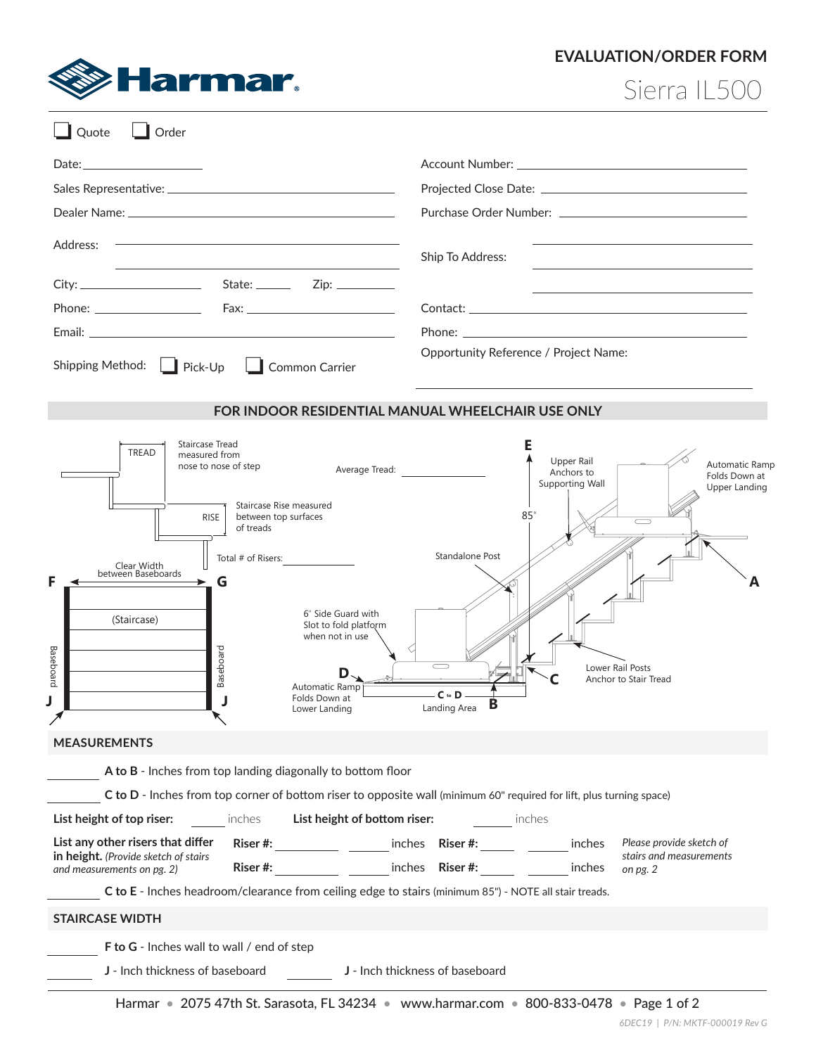# Harmar

## EVALUATION/ORDER FORM

Sierra IL500

☐ Quote ☐ Order

Date: ____________________

Sales Representative: ____________________

Dealer Name: ____________________

Address: ____________________

____________________

City: ____________ State: ______ Zip: ________

Phone: ____________ Fax: ____________

Email: ____________________

Shipping Method: ☐ Pick-Up ☐ Common Carrier

Account Number: ____________________

Projected Close Date: ____________________

Purchase Order Number: ____________________

Ship To Address: ____________________

____________________

____________________

Contact: ____________________

Phone: ____________________

Opportunity Reference / Project Name:

____________________

## FOR INDOOR RESIDENTIAL MANUAL WHEELCHAIR USE ONLY

TREAD — Staircase Tread measured from nose to nose of step

RISE — Staircase Rise measured between top surfaces of treads

Average Tread: ____________

Total # of Risers: ____________

Clear Width between Baseboards

F — G

(Staircase)

Baseboard — Baseboard

J — J

E

Upper Rail Anchors to Supporting Wall

Automatic Ramp Folds Down at Upper Landing

85"

Standalone Post

A

6" Side Guard with Slot to fold platform when not in use

D

Automatic Ramp Folds Down at Lower Landing

C to D — Landing Area

B

C

Lower Rail Posts Anchor to Stair Tread

## MEASUREMENTS

________ **A to B** - Inches from top landing diagonally to bottom floor

________ **C to D** - Inches from top corner of bottom riser to opposite wall (minimum 60" required for lift, plus turning space)

**List height of top riser:** ______ inches **List height of bottom riser:** ______ inches

**List any other risers that differ in height.** *(Provide sketch of stairs and measurements on pg. 2)*

**Riser #:** __________ ______ inches **Riser #:** ______ ______ inches

**Riser #:** __________ ______ inches **Riser #:** ______ ______ inches

*Please provide sketch of stairs and measurements on pg. 2*

________ **C to E** - Inches headroom/clearance from ceiling edge to stairs (minimum 85") - NOTE all stair treads.

## STAIRCASE WIDTH

________ **F to G** - Inches wall to wall / end of step

________ **J** - Inch thickness of baseboard ________ **J** - Inch thickness of baseboard

Harmar • 2075 47th St. Sarasota, FL 34234 • www.harmar.com • 800-833-0478

6DEC19 | P/N: MKTF-000019 Rev G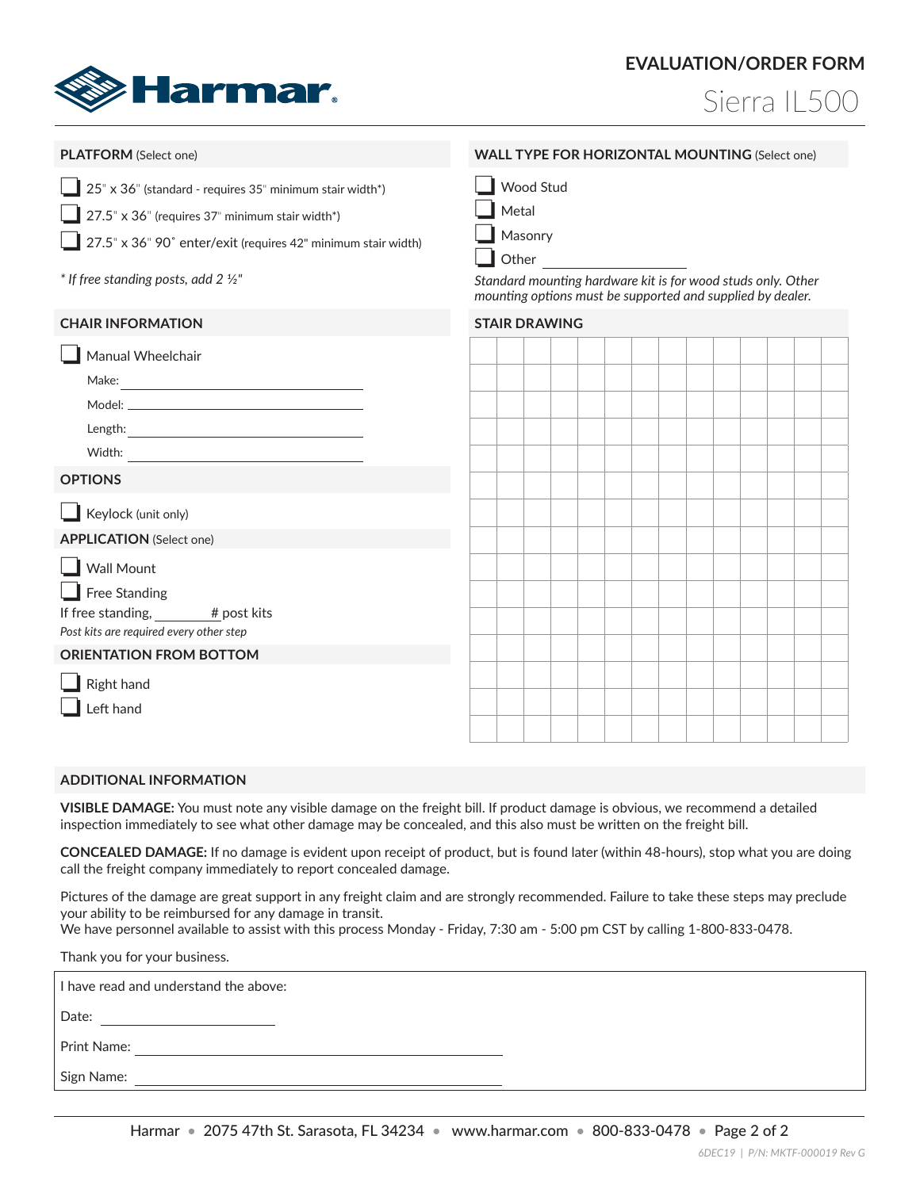# EVALUATION/ORDER FORM

## Sierra IL500

### PLATFORM (Select one)

- ☐ 25" x 36" (standard - requires 35" minimum stair width*)
- ☐ 27.5" x 36" (requires 37" minimum stair width*)
- ☐ 27.5" x 36" 90˚ enter/exit (requires 42" minimum stair width)

*\* If free standing posts, add 2 ½"*

### CHAIR INFORMATION

- ☐ Manual Wheelchair

Make: ______________________

Model: ______________________

Length: ______________________

Width: ______________________

### OPTIONS

- ☐ Keylock (unit only)

### APPLICATION (Select one)

- ☐ Wall Mount
- ☐ Free Standing

If free standing, ________ # post kits

*Post kits are required every other step*

### ORIENTATION FROM BOTTOM

- ☐ Right hand
- ☐ Left hand

### WALL TYPE FOR HORIZONTAL MOUNTING (Select one)

- ☐ Wood Stud
- ☐ Metal
- ☐ Masonry
- ☐ Other ______________

*Standard mounting hardware kit is for wood studs only. Other mounting options must be supported and supplied by dealer.*

### STAIR DRAWING

### ADDITIONAL INFORMATION

**VISIBLE DAMAGE:** You must note any visible damage on the freight bill. If product damage is obvious, we recommend a detailed inspection immediately to see what other damage may be concealed, and this also must be written on the freight bill.

**CONCEALED DAMAGE:** If no damage is evident upon receipt of product, but is found later (within 48-hours), stop what you are doing call the freight company immediately to report concealed damage.

Pictures of the damage are great support in any freight claim and are strongly recommended. Failure to take these steps may preclude your ability to be reimbursed for any damage in transit.
We have personnel available to assist with this process Monday - Friday, 7:30 am - 5:00 pm CST by calling 1-800-833-0478.

Thank you for your business.

I have read and understand the above:

Date: ______________________

Print Name: ______________________

Sign Name: ______________________

Harmar • 2075 47th St. Sarasota, FL 34234 • www.harmar.com • 800-833-0478

6DEC19 | P/N: MKTF-000019 Rev G